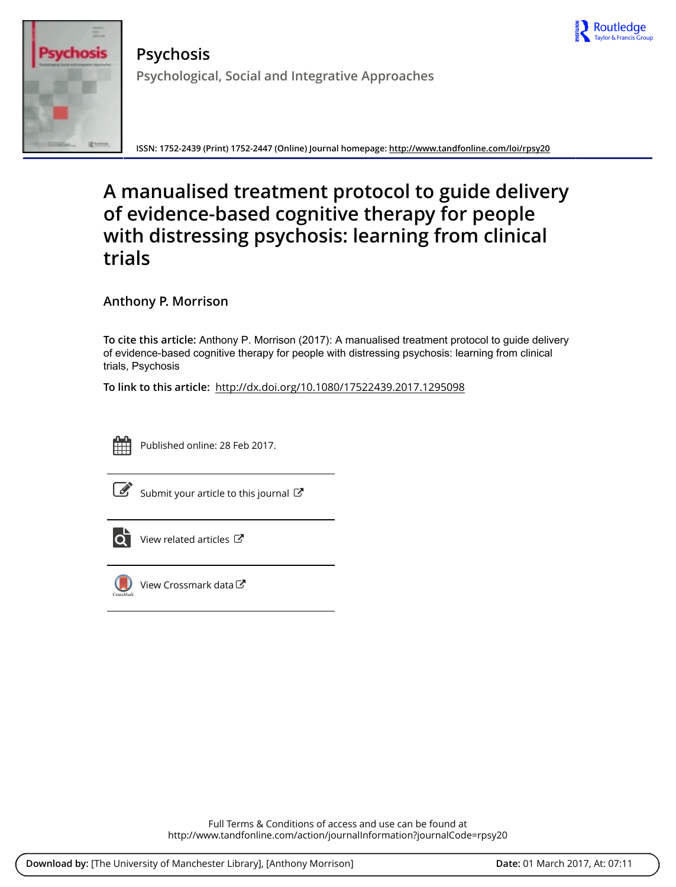# Psychosis

Psychological, Social and Integrative Approaches

ISSN: 1752-2439 (Print) 1752-2447 (Online) Journal homepage: http://www.tandfonline.com/loi/rpsy20

# A manualised treatment protocol to guide delivery of evidence-based cognitive therapy for people with distressing psychosis: learning from clinical trials

Anthony P. Morrison

**To cite this article:** Anthony P. Morrison (2017): A manualised treatment protocol to guide delivery of evidence-based cognitive therapy for people with distressing psychosis: learning from clinical trials, Psychosis

**To link to this article:** http://dx.doi.org/10.1080/17522439.2017.1295098

Published online: 28 Feb 2017.

Submit your article to this journal

View related articles

View Crossmark data

Full Terms & Conditions of access and use can be found at http://www.tandfonline.com/action/journalInformation?journalCode=rpsy20

**Download by:** [The University of Manchester Library], [Anthony Morrison] **Date:** 01 March 2017, At: 07:11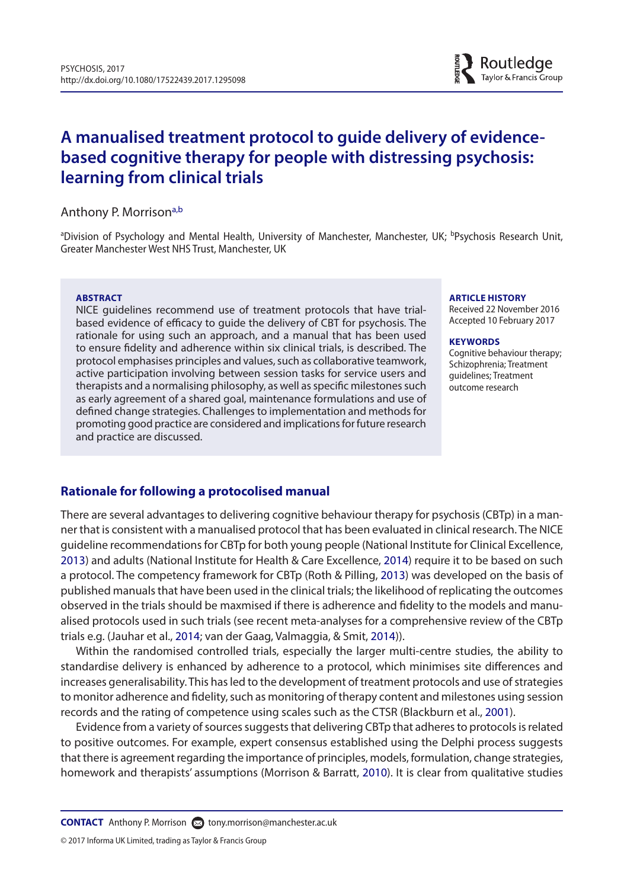# A manualised treatment protocol to guide delivery of evidence-based cognitive therapy for people with distressing psychosis: learning from clinical trials

Anthony P. Morrison[a,b]

[a]Division of Psychology and Mental Health, University of Manchester, Manchester, UK; [b]Psychosis Research Unit, Greater Manchester West NHS Trust, Manchester, UK

**ABSTRACT**

NICE guidelines recommend use of treatment protocols that have trial-based evidence of efficacy to guide the delivery of CBT for psychosis. The rationale for using such an approach, and a manual that has been used to ensure fidelity and adherence within six clinical trials, is described. The protocol emphasises principles and values, such as collaborative teamwork, active participation involving between session tasks for service users and therapists and a normalising philosophy, as well as specific milestones such as early agreement of a shared goal, maintenance formulations and use of defined change strategies. Challenges to implementation and methods for promoting good practice are considered and implications for future research and practice are discussed.

**ARTICLE HISTORY**

Received 22 November 2016
Accepted 10 February 2017

**KEYWORDS**

Cognitive behaviour therapy; Schizophrenia; Treatment guidelines; Treatment outcome research

## Rationale for following a protocolised manual

There are several advantages to delivering cognitive behaviour therapy for psychosis (CBTp) in a manner that is consistent with a manualised protocol that has been evaluated in clinical research. The NICE guideline recommendations for CBTp for both young people (National Institute for Clinical Excellence, 2013) and adults (National Institute for Health & Care Excellence, 2014) require it to be based on such a protocol. The competency framework for CBTp (Roth & Pilling, 2013) was developed on the basis of published manuals that have been used in the clinical trials; the likelihood of replicating the outcomes observed in the trials should be maxmised if there is adherence and fidelity to the models and manualised protocols used in such trials (see recent meta-analyses for a comprehensive review of the CBTp trials e.g. (Jauhar et al., 2014; van der Gaag, Valmaggia, & Smit, 2014)).

Within the randomised controlled trials, especially the larger multi-centre studies, the ability to standardise delivery is enhanced by adherence to a protocol, which minimises site differences and increases generalisability. This has led to the development of treatment protocols and use of strategies to monitor adherence and fidelity, such as monitoring of therapy content and milestones using session records and the rating of competence using scales such as the CTSR (Blackburn et al., 2001).

Evidence from a variety of sources suggests that delivering CBTp that adheres to protocols is related to positive outcomes. For example, expert consensus established using the Delphi process suggests that there is agreement regarding the importance of principles, models, formulation, change strategies, homework and therapists' assumptions (Morrison & Barratt, 2010). It is clear from qualitative studies

**CONTACT** Anthony P. Morrison tony.morrison@manchester.ac.uk

© 2017 Informa UK Limited, trading as Taylor & Francis Group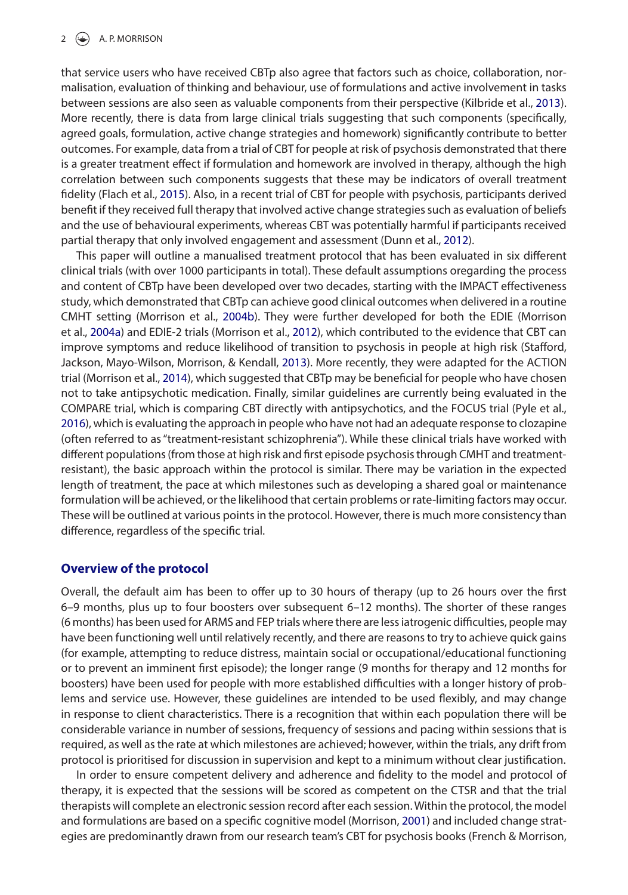that service users who have received CBTp also agree that factors such as choice, collaboration, normalisation, evaluation of thinking and behaviour, use of formulations and active involvement in tasks between sessions are also seen as valuable components from their perspective (Kilbride et al., 2013). More recently, there is data from large clinical trials suggesting that such components (specifically, agreed goals, formulation, active change strategies and homework) significantly contribute to better outcomes. For example, data from a trial of CBT for people at risk of psychosis demonstrated that there is a greater treatment effect if formulation and homework are involved in therapy, although the high correlation between such components suggests that these may be indicators of overall treatment fidelity (Flach et al., 2015). Also, in a recent trial of CBT for people with psychosis, participants derived benefit if they received full therapy that involved active change strategies such as evaluation of beliefs and the use of behavioural experiments, whereas CBT was potentially harmful if participants received partial therapy that only involved engagement and assessment (Dunn et al., 2012).

This paper will outline a manualised treatment protocol that has been evaluated in six different clinical trials (with over 1000 participants in total). These default assumptions oregarding the process and content of CBTp have been developed over two decades, starting with the IMPACT effectiveness study, which demonstrated that CBTp can achieve good clinical outcomes when delivered in a routine CMHT setting (Morrison et al., 2004b). They were further developed for both the EDIE (Morrison et al., 2004a) and EDIE-2 trials (Morrison et al., 2012), which contributed to the evidence that CBT can improve symptoms and reduce likelihood of transition to psychosis in people at high risk (Stafford, Jackson, Mayo-Wilson, Morrison, & Kendall, 2013). More recently, they were adapted for the ACTION trial (Morrison et al., 2014), which suggested that CBTp may be beneficial for people who have chosen not to take antipsychotic medication. Finally, similar guidelines are currently being evaluated in the COMPARE trial, which is comparing CBT directly with antipsychotics, and the FOCUS trial (Pyle et al., 2016), which is evaluating the approach in people who have not had an adequate response to clozapine (often referred to as "treatment-resistant schizophrenia"). While these clinical trials have worked with different populations (from those at high risk and first episode psychosis through CMHT and treatment-resistant), the basic approach within the protocol is similar. There may be variation in the expected length of treatment, the pace at which milestones such as developing a shared goal or maintenance formulation will be achieved, or the likelihood that certain problems or rate-limiting factors may occur. These will be outlined at various points in the protocol. However, there is much more consistency than difference, regardless of the specific trial.

## Overview of the protocol

Overall, the default aim has been to offer up to 30 hours of therapy (up to 26 hours over the first 6–9 months, plus up to four boosters over subsequent 6–12 months). The shorter of these ranges (6 months) has been used for ARMS and FEP trials where there are less iatrogenic difficulties, people may have been functioning well until relatively recently, and there are reasons to try to achieve quick gains (for example, attempting to reduce distress, maintain social or occupational/educational functioning or to prevent an imminent first episode); the longer range (9 months for therapy and 12 months for boosters) have been used for people with more established difficulties with a longer history of problems and service use. However, these guidelines are intended to be used flexibly, and may change in response to client characteristics. There is a recognition that within each population there will be considerable variance in number of sessions, frequency of sessions and pacing within sessions that is required, as well as the rate at which milestones are achieved; however, within the trials, any drift from protocol is prioritised for discussion in supervision and kept to a minimum without clear justification.

In order to ensure competent delivery and adherence and fidelity to the model and protocol of therapy, it is expected that the sessions will be scored as competent on the CTSR and that the trial therapists will complete an electronic session record after each session. Within the protocol, the model and formulations are based on a specific cognitive model (Morrison, 2001) and included change strategies are predominantly drawn from our research team's CBT for psychosis books (French & Morrison,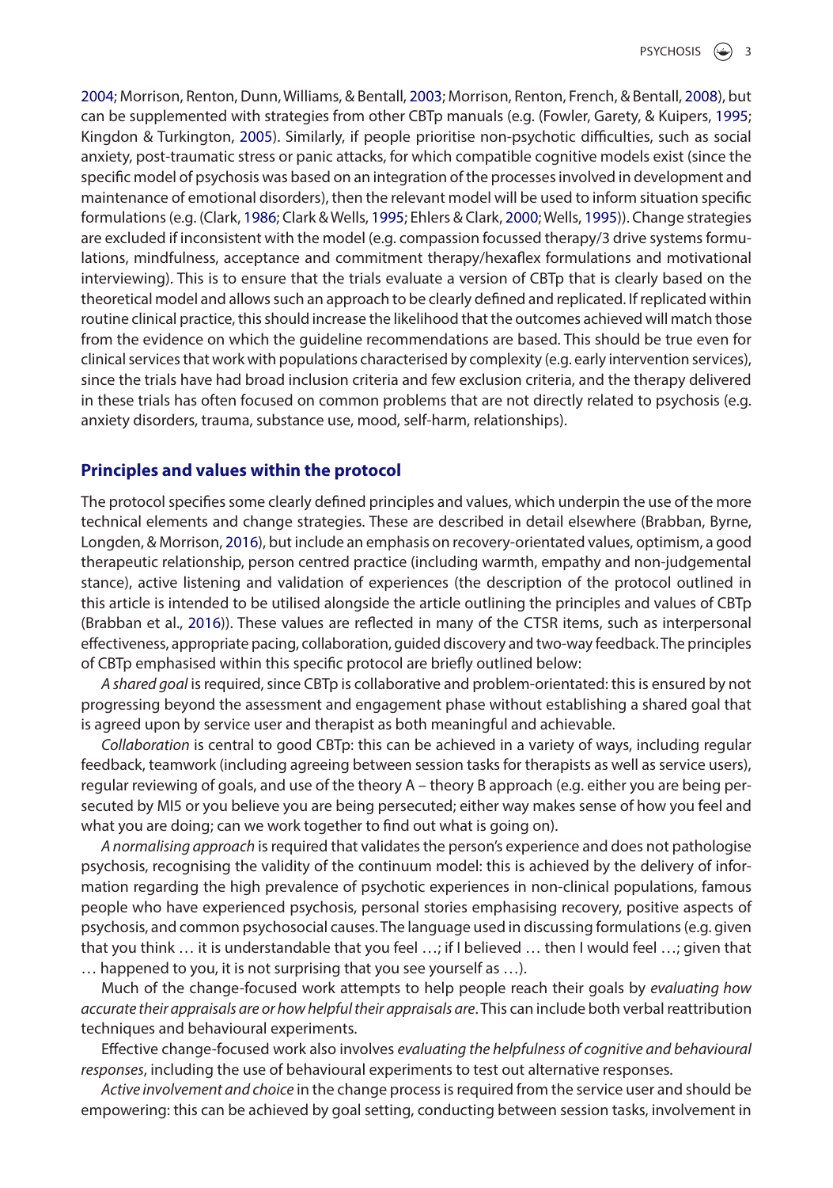2004; Morrison, Renton, Dunn, Williams, & Bentall, 2003; Morrison, Renton, French, & Bentall, 2008), but can be supplemented with strategies from other CBTp manuals (e.g. (Fowler, Garety, & Kuipers, 1995; Kingdon & Turkington, 2005). Similarly, if people prioritise non-psychotic difficulties, such as social anxiety, post-traumatic stress or panic attacks, for which compatible cognitive models exist (since the specific model of psychosis was based on an integration of the processes involved in development and maintenance of emotional disorders), then the relevant model will be used to inform situation specific formulations (e.g. (Clark, 1986; Clark & Wells, 1995; Ehlers & Clark, 2000; Wells, 1995)). Change strategies are excluded if inconsistent with the model (e.g. compassion focussed therapy/3 drive systems formulations, mindfulness, acceptance and commitment therapy/hexaflex formulations and motivational interviewing). This is to ensure that the trials evaluate a version of CBTp that is clearly based on the theoretical model and allows such an approach to be clearly defined and replicated. If replicated within routine clinical practice, this should increase the likelihood that the outcomes achieved will match those from the evidence on which the guideline recommendations are based. This should be true even for clinical services that work with populations characterised by complexity (e.g. early intervention services), since the trials have had broad inclusion criteria and few exclusion criteria, and the therapy delivered in these trials has often focused on common problems that are not directly related to psychosis (e.g. anxiety disorders, trauma, substance use, mood, self-harm, relationships).

## Principles and values within the protocol

The protocol specifies some clearly defined principles and values, which underpin the use of the more technical elements and change strategies. These are described in detail elsewhere (Brabban, Byrne, Longden, & Morrison, 2016), but include an emphasis on recovery-orientated values, optimism, a good therapeutic relationship, person centred practice (including warmth, empathy and non-judgemental stance), active listening and validation of experiences (the description of the protocol outlined in this article is intended to be utilised alongside the article outlining the principles and values of CBTp (Brabban et al., 2016)). These values are reflected in many of the CTSR items, such as interpersonal effectiveness, appropriate pacing, collaboration, guided discovery and two-way feedback. The principles of CBTp emphasised within this specific protocol are briefly outlined below:

*A shared goal* is required, since CBTp is collaborative and problem-orientated: this is ensured by not progressing beyond the assessment and engagement phase without establishing a shared goal that is agreed upon by service user and therapist as both meaningful and achievable.

*Collaboration* is central to good CBTp: this can be achieved in a variety of ways, including regular feedback, teamwork (including agreeing between session tasks for therapists as well as service users), regular reviewing of goals, and use of the theory A – theory B approach (e.g. either you are being persecuted by MI5 or you believe you are being persecuted; either way makes sense of how you feel and what you are doing; can we work together to find out what is going on).

*A normalising approach* is required that validates the person's experience and does not pathologise psychosis, recognising the validity of the continuum model: this is achieved by the delivery of information regarding the high prevalence of psychotic experiences in non-clinical populations, famous people who have experienced psychosis, personal stories emphasising recovery, positive aspects of psychosis, and common psychosocial causes. The language used in discussing formulations (e.g. given that you think … it is understandable that you feel …; if I believed … then I would feel …; given that … happened to you, it is not surprising that you see yourself as …).

Much of the change-focused work attempts to help people reach their goals by *evaluating how accurate their appraisals are or how helpful their appraisals are*. This can include both verbal reattribution techniques and behavioural experiments.

Effective change-focused work also involves *evaluating the helpfulness of cognitive and behavioural responses*, including the use of behavioural experiments to test out alternative responses.

*Active involvement and choice* in the change process is required from the service user and should be empowering: this can be achieved by goal setting, conducting between session tasks, involvement in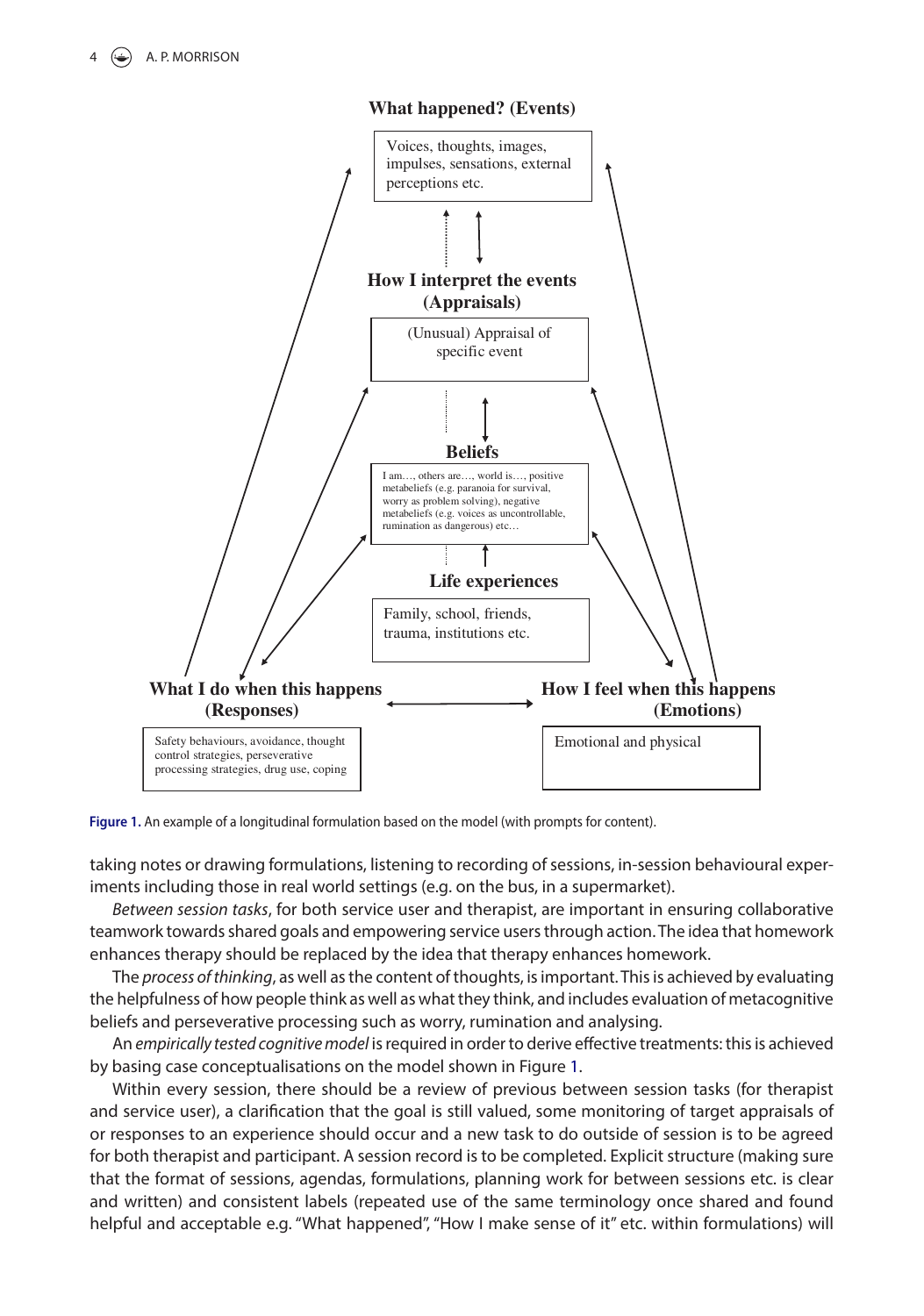**What happened? (Events)**

Voices, thoughts, images, impulses, sensations, external perceptions etc.

**How I interpret the events (Appraisals)**

(Unusual) Appraisal of specific event

**Beliefs**

I am…, others are…, world is…, positive metabeliefs (e.g. paranoia for survival, worry as problem solving), negative metabeliefs (e.g. voices as uncontrollable, rumination as dangerous) etc…

**Life experiences**

Family, school, friends, trauma, institutions etc.

**What I do when this happens (Responses)**

Safety behaviours, avoidance, thought control strategies, perseverative processing strategies, drug use, coping

**How I feel when this happens (Emotions)**

Emotional and physical

**Figure 1.** An example of a longitudinal formulation based on the model (with prompts for content).

taking notes or drawing formulations, listening to recording of sessions, in-session behavioural experiments including those in real world settings (e.g. on the bus, in a supermarket).

*Between session tasks*, for both service user and therapist, are important in ensuring collaborative teamwork towards shared goals and empowering service users through action. The idea that homework enhances therapy should be replaced by the idea that therapy enhances homework.

The *process of thinking*, as well as the content of thoughts, is important. This is achieved by evaluating the helpfulness of how people think as well as what they think, and includes evaluation of metacognitive beliefs and perseverative processing such as worry, rumination and analysing.

An *empirically tested cognitive model* is required in order to derive effective treatments: this is achieved by basing case conceptualisations on the model shown in Figure 1.

Within every session, there should be a review of previous between session tasks (for therapist and service user), a clarification that the goal is still valued, some monitoring of target appraisals of or responses to an experience should occur and a new task to do outside of session is to be agreed for both therapist and participant. A session record is to be completed. Explicit structure (making sure that the format of sessions, agendas, formulations, planning work for between sessions etc. is clear and written) and consistent labels (repeated use of the same terminology once shared and found helpful and acceptable e.g. "What happened", "How I make sense of it" etc. within formulations) will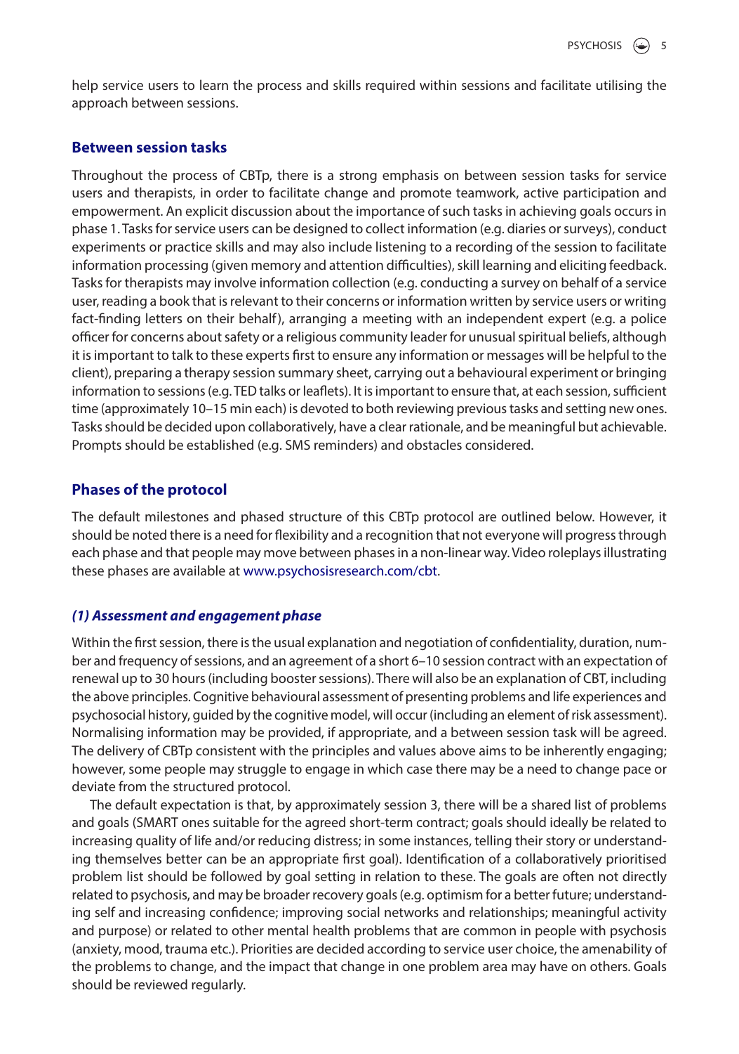help service users to learn the process and skills required within sessions and facilitate utilising the approach between sessions.

## Between session tasks

Throughout the process of CBTp, there is a strong emphasis on between session tasks for service users and therapists, in order to facilitate change and promote teamwork, active participation and empowerment. An explicit discussion about the importance of such tasks in achieving goals occurs in phase 1. Tasks for service users can be designed to collect information (e.g. diaries or surveys), conduct experiments or practice skills and may also include listening to a recording of the session to facilitate information processing (given memory and attention difficulties), skill learning and eliciting feedback. Tasks for therapists may involve information collection (e.g. conducting a survey on behalf of a service user, reading a book that is relevant to their concerns or information written by service users or writing fact-finding letters on their behalf), arranging a meeting with an independent expert (e.g. a police officer for concerns about safety or a religious community leader for unusual spiritual beliefs, although it is important to talk to these experts first to ensure any information or messages will be helpful to the client), preparing a therapy session summary sheet, carrying out a behavioural experiment or bringing information to sessions (e.g. TED talks or leaflets). It is important to ensure that, at each session, sufficient time (approximately 10–15 min each) is devoted to both reviewing previous tasks and setting new ones. Tasks should be decided upon collaboratively, have a clear rationale, and be meaningful but achievable. Prompts should be established (e.g. SMS reminders) and obstacles considered.

## Phases of the protocol

The default milestones and phased structure of this CBTp protocol are outlined below. However, it should be noted there is a need for flexibility and a recognition that not everyone will progress through each phase and that people may move between phases in a non-linear way. Video roleplays illustrating these phases are available at www.psychosisresearch.com/cbt.

### *(1) Assessment and engagement phase*

Within the first session, there is the usual explanation and negotiation of confidentiality, duration, number and frequency of sessions, and an agreement of a short 6–10 session contract with an expectation of renewal up to 30 hours (including booster sessions). There will also be an explanation of CBT, including the above principles. Cognitive behavioural assessment of presenting problems and life experiences and psychosocial history, guided by the cognitive model, will occur (including an element of risk assessment). Normalising information may be provided, if appropriate, and a between session task will be agreed. The delivery of CBTp consistent with the principles and values above aims to be inherently engaging; however, some people may struggle to engage in which case there may be a need to change pace or deviate from the structured protocol.

The default expectation is that, by approximately session 3, there will be a shared list of problems and goals (SMART ones suitable for the agreed short-term contract; goals should ideally be related to increasing quality of life and/or reducing distress; in some instances, telling their story or understanding themselves better can be an appropriate first goal). Identification of a collaboratively prioritised problem list should be followed by goal setting in relation to these. The goals are often not directly related to psychosis, and may be broader recovery goals (e.g. optimism for a better future; understanding self and increasing confidence; improving social networks and relationships; meaningful activity and purpose) or related to other mental health problems that are common in people with psychosis (anxiety, mood, trauma etc.). Priorities are decided according to service user choice, the amenability of the problems to change, and the impact that change in one problem area may have on others. Goals should be reviewed regularly.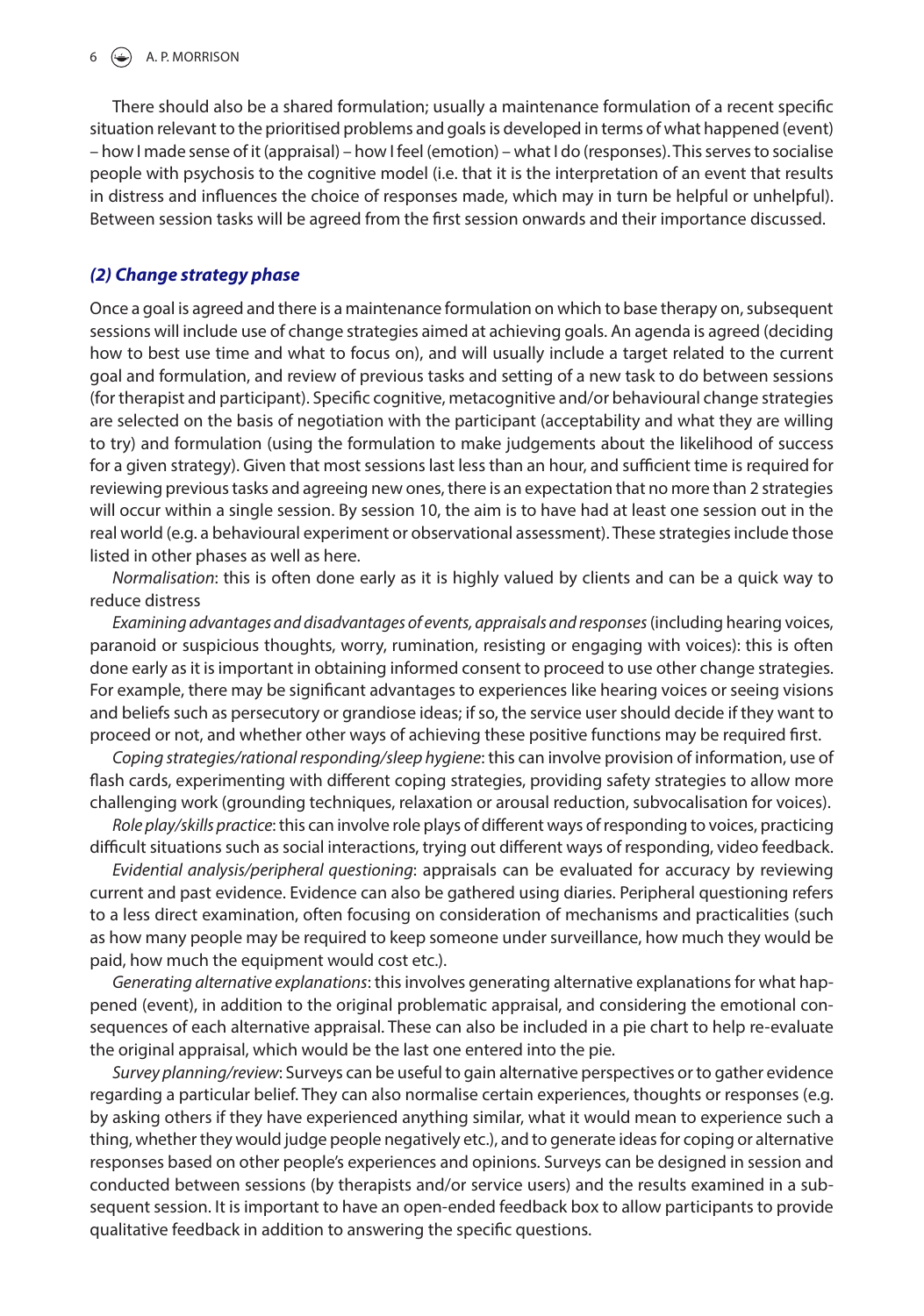There should also be a shared formulation; usually a maintenance formulation of a recent specific situation relevant to the prioritised problems and goals is developed in terms of what happened (event) – how I made sense of it (appraisal) – how I feel (emotion) – what I do (responses). This serves to socialise people with psychosis to the cognitive model (i.e. that it is the interpretation of an event that results in distress and influences the choice of responses made, which may in turn be helpful or unhelpful). Between session tasks will be agreed from the first session onwards and their importance discussed.

### *(2) Change strategy phase*

Once a goal is agreed and there is a maintenance formulation on which to base therapy on, subsequent sessions will include use of change strategies aimed at achieving goals. An agenda is agreed (deciding how to best use time and what to focus on), and will usually include a target related to the current goal and formulation, and review of previous tasks and setting of a new task to do between sessions (for therapist and participant). Specific cognitive, metacognitive and/or behavioural change strategies are selected on the basis of negotiation with the participant (acceptability and what they are willing to try) and formulation (using the formulation to make judgements about the likelihood of success for a given strategy). Given that most sessions last less than an hour, and sufficient time is required for reviewing previous tasks and agreeing new ones, there is an expectation that no more than 2 strategies will occur within a single session. By session 10, the aim is to have had at least one session out in the real world (e.g. a behavioural experiment or observational assessment). These strategies include those listed in other phases as well as here.

*Normalisation*: this is often done early as it is highly valued by clients and can be a quick way to reduce distress

*Examining advantages and disadvantages of events, appraisals and responses* (including hearing voices, paranoid or suspicious thoughts, worry, rumination, resisting or engaging with voices): this is often done early as it is important in obtaining informed consent to proceed to use other change strategies. For example, there may be significant advantages to experiences like hearing voices or seeing visions and beliefs such as persecutory or grandiose ideas; if so, the service user should decide if they want to proceed or not, and whether other ways of achieving these positive functions may be required first.

*Coping strategies/rational responding/sleep hygiene*: this can involve provision of information, use of flash cards, experimenting with different coping strategies, providing safety strategies to allow more challenging work (grounding techniques, relaxation or arousal reduction, subvocalisation for voices).

*Role play/skills practice*: this can involve role plays of different ways of responding to voices, practicing difficult situations such as social interactions, trying out different ways of responding, video feedback.

*Evidential analysis/peripheral questioning*: appraisals can be evaluated for accuracy by reviewing current and past evidence. Evidence can also be gathered using diaries. Peripheral questioning refers to a less direct examination, often focusing on consideration of mechanisms and practicalities (such as how many people may be required to keep someone under surveillance, how much they would be paid, how much the equipment would cost etc.).

*Generating alternative explanations*: this involves generating alternative explanations for what happened (event), in addition to the original problematic appraisal, and considering the emotional consequences of each alternative appraisal. These can also be included in a pie chart to help re-evaluate the original appraisal, which would be the last one entered into the pie.

*Survey planning/review*: Surveys can be useful to gain alternative perspectives or to gather evidence regarding a particular belief. They can also normalise certain experiences, thoughts or responses (e.g. by asking others if they have experienced anything similar, what it would mean to experience such a thing, whether they would judge people negatively etc.), and to generate ideas for coping or alternative responses based on other people's experiences and opinions. Surveys can be designed in session and conducted between sessions (by therapists and/or service users) and the results examined in a subsequent session. It is important to have an open-ended feedback box to allow participants to provide qualitative feedback in addition to answering the specific questions.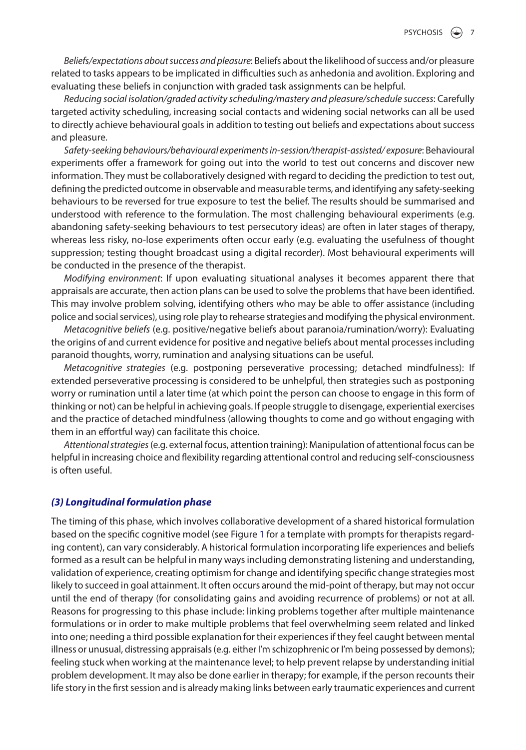*Beliefs/expectations about success and pleasure*: Beliefs about the likelihood of success and/or pleasure related to tasks appears to be implicated in difficulties such as anhedonia and avolition. Exploring and evaluating these beliefs in conjunction with graded task assignments can be helpful.

*Reducing social isolation/graded activity scheduling/mastery and pleasure/schedule success*: Carefully targeted activity scheduling, increasing social contacts and widening social networks can all be used to directly achieve behavioural goals in addition to testing out beliefs and expectations about success and pleasure.

*Safety-seeking behaviours/behavioural experiments in-session/therapist-assisted/ exposure*: Behavioural experiments offer a framework for going out into the world to test out concerns and discover new information. They must be collaboratively designed with regard to deciding the prediction to test out, defining the predicted outcome in observable and measurable terms, and identifying any safety-seeking behaviours to be reversed for true exposure to test the belief. The results should be summarised and understood with reference to the formulation. The most challenging behavioural experiments (e.g. abandoning safety-seeking behaviours to test persecutory ideas) are often in later stages of therapy, whereas less risky, no-lose experiments often occur early (e.g. evaluating the usefulness of thought suppression; testing thought broadcast using a digital recorder). Most behavioural experiments will be conducted in the presence of the therapist.

*Modifying environment*: If upon evaluating situational analyses it becomes apparent there that appraisals are accurate, then action plans can be used to solve the problems that have been identified. This may involve problem solving, identifying others who may be able to offer assistance (including police and social services), using role play to rehearse strategies and modifying the physical environment.

*Metacognitive beliefs* (e.g. positive/negative beliefs about paranoia/rumination/worry): Evaluating the origins of and current evidence for positive and negative beliefs about mental processes including paranoid thoughts, worry, rumination and analysing situations can be useful.

*Metacognitive strategies* (e.g. postponing perseverative processing; detached mindfulness): If extended perseverative processing is considered to be unhelpful, then strategies such as postponing worry or rumination until a later time (at which point the person can choose to engage in this form of thinking or not) can be helpful in achieving goals. If people struggle to disengage, experiential exercises and the practice of detached mindfulness (allowing thoughts to come and go without engaging with them in an effortful way) can facilitate this choice.

*Attentional strategies* (e.g. external focus, attention training): Manipulation of attentional focus can be helpful in increasing choice and flexibility regarding attentional control and reducing self-consciousness is often useful.

### *(3) Longitudinal formulation phase*

The timing of this phase, which involves collaborative development of a shared historical formulation based on the specific cognitive model (see Figure 1 for a template with prompts for therapists regarding content), can vary considerably. A historical formulation incorporating life experiences and beliefs formed as a result can be helpful in many ways including demonstrating listening and understanding, validation of experience, creating optimism for change and identifying specific change strategies most likely to succeed in goal attainment. It often occurs around the mid-point of therapy, but may not occur until the end of therapy (for consolidating gains and avoiding recurrence of problems) or not at all. Reasons for progressing to this phase include: linking problems together after multiple maintenance formulations or in order to make multiple problems that feel overwhelming seem related and linked into one; needing a third possible explanation for their experiences if they feel caught between mental illness or unusual, distressing appraisals (e.g. either I'm schizophrenic or I'm being possessed by demons); feeling stuck when working at the maintenance level; to help prevent relapse by understanding initial problem development. It may also be done earlier in therapy; for example, if the person recounts their life story in the first session and is already making links between early traumatic experiences and current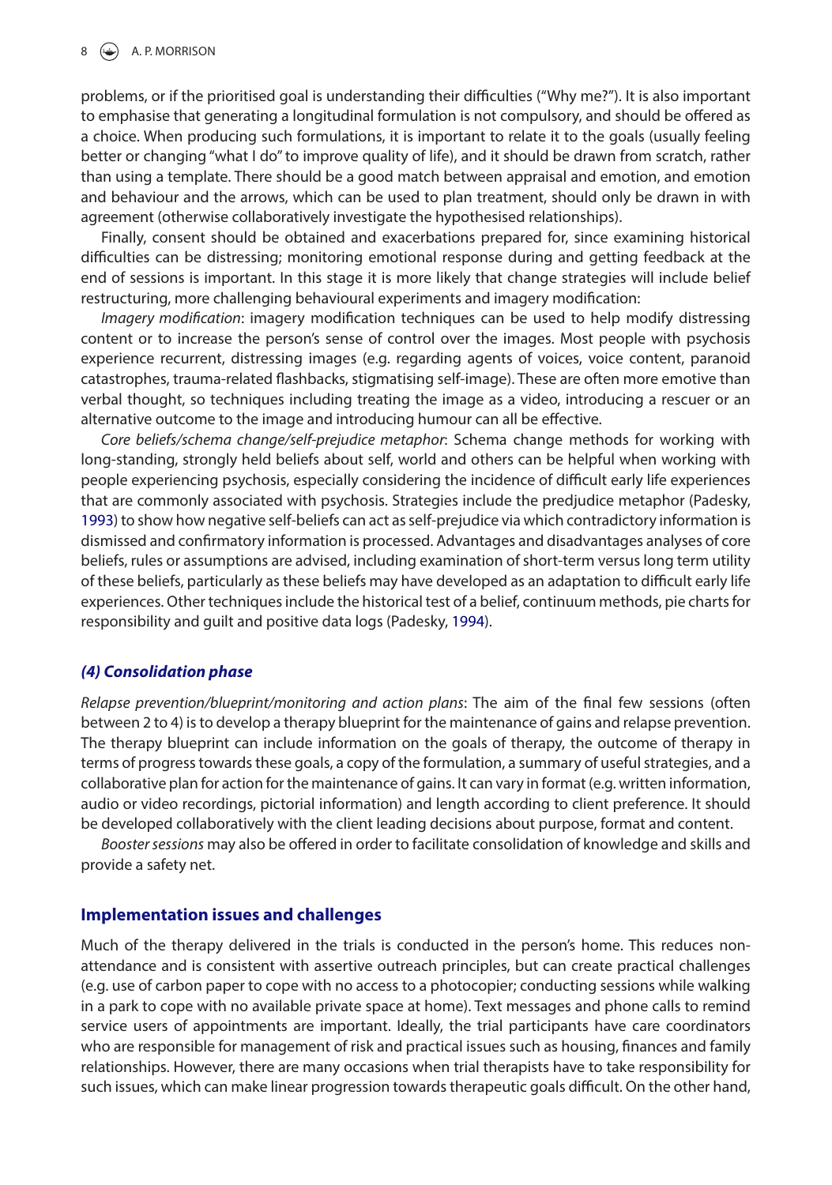problems, or if the prioritised goal is understanding their difficulties ("Why me?"). It is also important to emphasise that generating a longitudinal formulation is not compulsory, and should be offered as a choice. When producing such formulations, it is important to relate it to the goals (usually feeling better or changing "what I do" to improve quality of life), and it should be drawn from scratch, rather than using a template. There should be a good match between appraisal and emotion, and emotion and behaviour and the arrows, which can be used to plan treatment, should only be drawn in with agreement (otherwise collaboratively investigate the hypothesised relationships).

Finally, consent should be obtained and exacerbations prepared for, since examining historical difficulties can be distressing; monitoring emotional response during and getting feedback at the end of sessions is important. In this stage it is more likely that change strategies will include belief restructuring, more challenging behavioural experiments and imagery modification:

*Imagery modification*: imagery modification techniques can be used to help modify distressing content or to increase the person's sense of control over the images. Most people with psychosis experience recurrent, distressing images (e.g. regarding agents of voices, voice content, paranoid catastrophes, trauma-related flashbacks, stigmatising self-image). These are often more emotive than verbal thought, so techniques including treating the image as a video, introducing a rescuer or an alternative outcome to the image and introducing humour can all be effective.

*Core beliefs/schema change/self-prejudice metaphor*: Schema change methods for working with long-standing, strongly held beliefs about self, world and others can be helpful when working with people experiencing psychosis, especially considering the incidence of difficult early life experiences that are commonly associated with psychosis. Strategies include the predjudice metaphor (Padesky, 1993) to show how negative self-beliefs can act as self-prejudice via which contradictory information is dismissed and confirmatory information is processed. Advantages and disadvantages analyses of core beliefs, rules or assumptions are advised, including examination of short-term versus long term utility of these beliefs, particularly as these beliefs may have developed as an adaptation to difficult early life experiences. Other techniques include the historical test of a belief, continuum methods, pie charts for responsibility and guilt and positive data logs (Padesky, 1994).

### *(4) Consolidation phase*

*Relapse prevention/blueprint/monitoring and action plans*: The aim of the final few sessions (often between 2 to 4) is to develop a therapy blueprint for the maintenance of gains and relapse prevention. The therapy blueprint can include information on the goals of therapy, the outcome of therapy in terms of progress towards these goals, a copy of the formulation, a summary of useful strategies, and a collaborative plan for action for the maintenance of gains. It can vary in format (e.g. written information, audio or video recordings, pictorial information) and length according to client preference. It should be developed collaboratively with the client leading decisions about purpose, format and content.

*Booster sessions* may also be offered in order to facilitate consolidation of knowledge and skills and provide a safety net.

## Implementation issues and challenges

Much of the therapy delivered in the trials is conducted in the person's home. This reduces non-attendance and is consistent with assertive outreach principles, but can create practical challenges (e.g. use of carbon paper to cope with no access to a photocopier; conducting sessions while walking in a park to cope with no available private space at home). Text messages and phone calls to remind service users of appointments are important. Ideally, the trial participants have care coordinators who are responsible for management of risk and practical issues such as housing, finances and family relationships. However, there are many occasions when trial therapists have to take responsibility for such issues, which can make linear progression towards therapeutic goals difficult. On the other hand,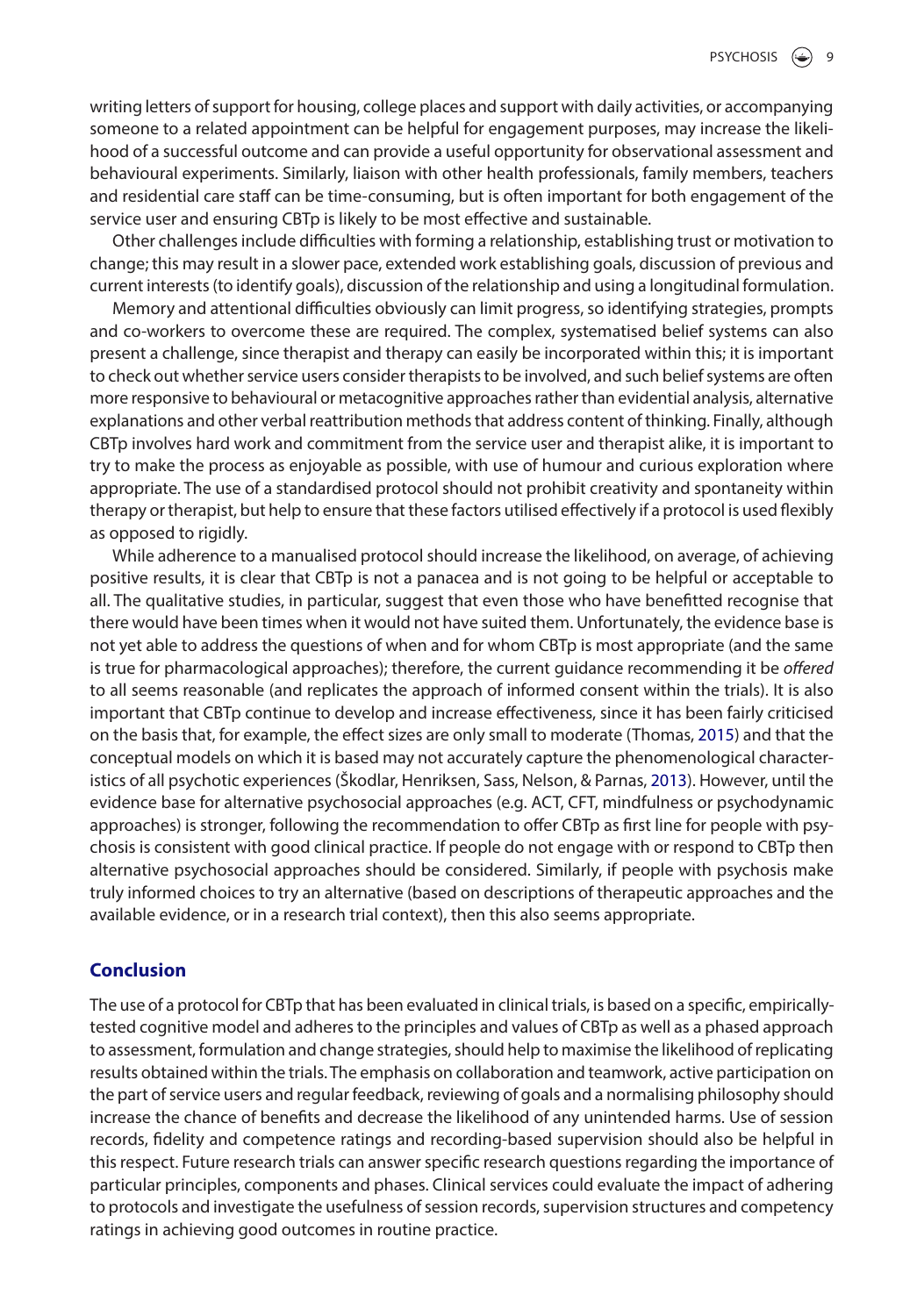writing letters of support for housing, college places and support with daily activities, or accompanying someone to a related appointment can be helpful for engagement purposes, may increase the likelihood of a successful outcome and can provide a useful opportunity for observational assessment and behavioural experiments. Similarly, liaison with other health professionals, family members, teachers and residential care staff can be time-consuming, but is often important for both engagement of the service user and ensuring CBTp is likely to be most effective and sustainable.

Other challenges include difficulties with forming a relationship, establishing trust or motivation to change; this may result in a slower pace, extended work establishing goals, discussion of previous and current interests (to identify goals), discussion of the relationship and using a longitudinal formulation.

Memory and attentional difficulties obviously can limit progress, so identifying strategies, prompts and co-workers to overcome these are required. The complex, systematised belief systems can also present a challenge, since therapist and therapy can easily be incorporated within this; it is important to check out whether service users consider therapists to be involved, and such belief systems are often more responsive to behavioural or metacognitive approaches rather than evidential analysis, alternative explanations and other verbal reattribution methods that address content of thinking. Finally, although CBTp involves hard work and commitment from the service user and therapist alike, it is important to try to make the process as enjoyable as possible, with use of humour and curious exploration where appropriate. The use of a standardised protocol should not prohibit creativity and spontaneity within therapy or therapist, but help to ensure that these factors utilised effectively if a protocol is used flexibly as opposed to rigidly.

While adherence to a manualised protocol should increase the likelihood, on average, of achieving positive results, it is clear that CBTp is not a panacea and is not going to be helpful or acceptable to all. The qualitative studies, in particular, suggest that even those who have benefitted recognise that there would have been times when it would not have suited them. Unfortunately, the evidence base is not yet able to address the questions of when and for whom CBTp is most appropriate (and the same is true for pharmacological approaches); therefore, the current guidance recommending it be *offered* to all seems reasonable (and replicates the approach of informed consent within the trials). It is also important that CBTp continue to develop and increase effectiveness, since it has been fairly criticised on the basis that, for example, the effect sizes are only small to moderate (Thomas, 2015) and that the conceptual models on which it is based may not accurately capture the phenomenological characteristics of all psychotic experiences (Škodlar, Henriksen, Sass, Nelson, & Parnas, 2013). However, until the evidence base for alternative psychosocial approaches (e.g. ACT, CFT, mindfulness or psychodynamic approaches) is stronger, following the recommendation to offer CBTp as first line for people with psychosis is consistent with good clinical practice. If people do not engage with or respond to CBTp then alternative psychosocial approaches should be considered. Similarly, if people with psychosis make truly informed choices to try an alternative (based on descriptions of therapeutic approaches and the available evidence, or in a research trial context), then this also seems appropriate.

## Conclusion

The use of a protocol for CBTp that has been evaluated in clinical trials, is based on a specific, empirically-tested cognitive model and adheres to the principles and values of CBTp as well as a phased approach to assessment, formulation and change strategies, should help to maximise the likelihood of replicating results obtained within the trials. The emphasis on collaboration and teamwork, active participation on the part of service users and regular feedback, reviewing of goals and a normalising philosophy should increase the chance of benefits and decrease the likelihood of any unintended harms. Use of session records, fidelity and competence ratings and recording-based supervision should also be helpful in this respect. Future research trials can answer specific research questions regarding the importance of particular principles, components and phases. Clinical services could evaluate the impact of adhering to protocols and investigate the usefulness of session records, supervision structures and competency ratings in achieving good outcomes in routine practice.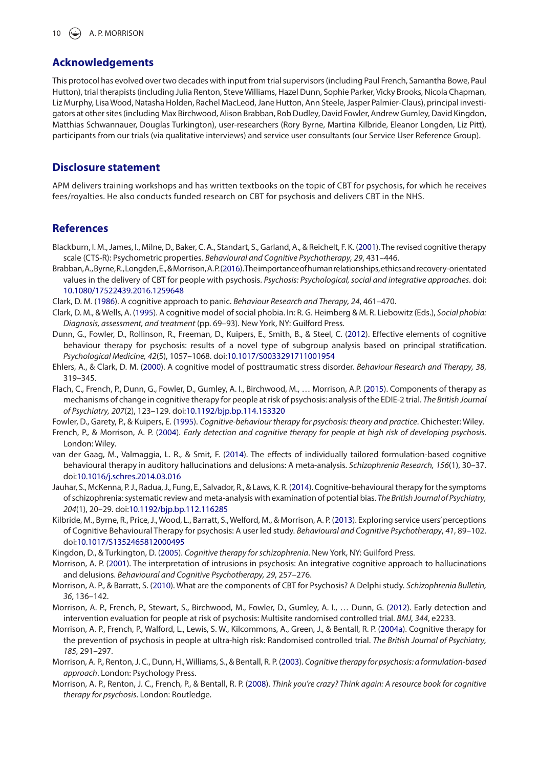## Acknowledgements

This protocol has evolved over two decades with input from trial supervisors (including Paul French, Samantha Bowe, Paul Hutton), trial therapists (including Julia Renton, Steve Williams, Hazel Dunn, Sophie Parker, Vicky Brooks, Nicola Chapman, Liz Murphy, Lisa Wood, Natasha Holden, Rachel MacLeod, Jane Hutton, Ann Steele, Jasper Palmier-Claus), principal investigators at other sites (including Max Birchwood, Alison Brabban, Rob Dudley, David Fowler, Andrew Gumley, David Kingdon, Matthias Schwannauer, Douglas Turkington), user-researchers (Rory Byrne, Martina Kilbride, Eleanor Longden, Liz Pitt), participants from our trials (via qualitative interviews) and service user consultants (our Service User Reference Group).

## Disclosure statement

APM delivers training workshops and has written textbooks on the topic of CBT for psychosis, for which he receives fees/royalties. He also conducts funded research on CBT for psychosis and delivers CBT in the NHS.

## References

Blackburn, I. M., James, I., Milne, D., Baker, C. A., Standart, S., Garland, A., & Reichelt, F. K. (2001). The revised cognitive therapy scale (CTS-R): Psychometric properties. *Behavioural and Cognitive Psychotherapy, 29*, 431–446.

Brabban, A., Byrne, R., Longden, E., & Morrison, A. P. (2016). The importance of human relationships, ethics and recovery-orientated values in the delivery of CBT for people with psychosis. *Psychosis: Psychological, social and integrative approaches*. doi: 10.1080/17522439.2016.1259648

Clark, D. M. (1986). A cognitive approach to panic. *Behaviour Research and Therapy, 24*, 461–470.

Clark, D. M., & Wells, A. (1995). A cognitive model of social phobia. In: R. G. Heimberg & M. R. Liebowitz (Eds.), *Social phobia: Diagnosis, assessment, and treatment* (pp. 69–93). New York, NY: Guilford Press.

Dunn, G., Fowler, D., Rollinson, R., Freeman, D., Kuipers, E., Smith, B., & Steel, C. (2012). Effective elements of cognitive behaviour therapy for psychosis: results of a novel type of subgroup analysis based on principal stratification. *Psychological Medicine, 42*(5), 1057–1068. doi:10.1017/S0033291711001954

Ehlers, A., & Clark, D. M. (2000). A cognitive model of posttraumatic stress disorder. *Behaviour Research and Therapy, 38*, 319–345.

Flach, C., French, P., Dunn, G., Fowler, D., Gumley, A. I., Birchwood, M., … Morrison, A.P. (2015). Components of therapy as mechanisms of change in cognitive therapy for people at risk of psychosis: analysis of the EDIE-2 trial. *The British Journal of Psychiatry, 207*(2), 123–129. doi:10.1192/bjp.bp.114.153320

Fowler, D., Garety, P., & Kuipers, E. (1995). *Cognitive-behaviour therapy for psychosis: theory and practice*. Chichester: Wiley.

French, P., & Morrison, A. P. (2004). *Early detection and cognitive therapy for people at high risk of developing psychosis*. London: Wiley.

van der Gaag, M., Valmaggia, L. R., & Smit, F. (2014). The effects of individually tailored formulation-based cognitive behavioural therapy in auditory hallucinations and delusions: A meta-analysis. *Schizophrenia Research, 156*(1), 30–37. doi:10.1016/j.schres.2014.03.016

Jauhar, S., McKenna, P. J., Radua, J., Fung, E., Salvador, R., & Laws, K. R. (2014). Cognitive-behavioural therapy for the symptoms of schizophrenia: systematic review and meta-analysis with examination of potential bias. *The British Journal of Psychiatry, 204*(1), 20–29. doi:10.1192/bjp.bp.112.116285

Kilbride, M., Byrne, R., Price, J., Wood, L., Barratt, S., Welford, M., & Morrison, A. P. (2013). Exploring service users' perceptions of Cognitive Behavioural Therapy for psychosis: A user led study. *Behavioural and Cognitive Psychotherapy*, *41*, 89–102. doi:10.1017/S1352465812000495

Kingdon, D., & Turkington, D. (2005). *Cognitive therapy for schizophrenia*. New York, NY: Guilford Press.

Morrison, A. P. (2001). The interpretation of intrusions in psychosis: An integrative cognitive approach to hallucinations and delusions. *Behavioural and Cognitive Psychotherapy, 29*, 257–276.

Morrison, A. P., & Barratt, S. (2010). What are the components of CBT for Psychosis? A Delphi study. *Schizophrenia Bulletin, 36*, 136–142.

Morrison, A. P., French, P., Stewart, S., Birchwood, M., Fowler, D., Gumley, A. I., … Dunn, G. (2012). Early detection and intervention evaluation for people at risk of psychosis: Multisite randomised controlled trial. *BMJ, 344*, e2233.

Morrison, A. P., French, P., Walford, L., Lewis, S. W., Kilcommons, A., Green, J., & Bentall, R. P. (2004a). Cognitive therapy for the prevention of psychosis in people at ultra-high risk: Randomised controlled trial. *The British Journal of Psychiatry, 185*, 291–297.

Morrison, A. P., Renton, J. C., Dunn, H., Williams, S., & Bentall, R. P. (2003). *Cognitive therapy for psychosis: a formulation-based approach*. London: Psychology Press.

Morrison, A. P., Renton, J. C., French, P., & Bentall, R. P. (2008). *Think you're crazy? Think again: A resource book for cognitive therapy for psychosis*. London: Routledge.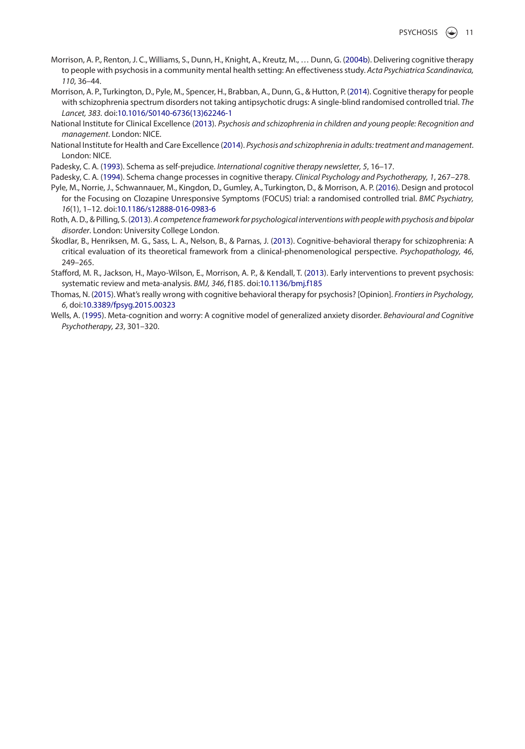Morrison, A. P., Renton, J. C., Williams, S., Dunn, H., Knight, A., Kreutz, M., … Dunn, G. (2004b). Delivering cognitive therapy to people with psychosis in a community mental health setting: An effectiveness study. *Acta Psychiatrica Scandinavica, 110*, 36–44.

Morrison, A. P., Turkington, D., Pyle, M., Spencer, H., Brabban, A., Dunn, G., & Hutton, P. (2014). Cognitive therapy for people with schizophrenia spectrum disorders not taking antipsychotic drugs: A single-blind randomised controlled trial. *The Lancet, 383*. doi:10.1016/S0140-6736(13)62246-1

National Institute for Clinical Excellence (2013). *Psychosis and schizophrenia in children and young people: Recognition and management*. London: NICE.

National Institute for Health and Care Excellence (2014). *Psychosis and schizophrenia in adults: treatment and management*. London: NICE.

Padesky, C. A. (1993). Schema as self-prejudice. *International cognitive therapy newsletter, 5*, 16–17.

Padesky, C. A. (1994). Schema change processes in cognitive therapy. *Clinical Psychology and Psychotherapy, 1*, 267–278.

Pyle, M., Norrie, J., Schwannauer, M., Kingdon, D., Gumley, A., Turkington, D., & Morrison, A. P. (2016). Design and protocol for the Focusing on Clozapine Unresponsive Symptoms (FOCUS) trial: a randomised controlled trial. *BMC Psychiatry, 16*(1), 1–12. doi:10.1186/s12888-016-0983-6

Roth, A. D., & Pilling, S. (2013). *A competence framework for psychological interventions with people with psychosis and bipolar disorder*. London: University College London.

Škodlar, B., Henriksen, M. G., Sass, L. A., Nelson, B., & Parnas, J. (2013). Cognitive-behavioral therapy for schizophrenia: A critical evaluation of its theoretical framework from a clinical-phenomenological perspective. *Psychopathology, 46*, 249–265.

Stafford, M. R., Jackson, H., Mayo-Wilson, E., Morrison, A. P., & Kendall, T. (2013). Early interventions to prevent psychosis: systematic review and meta-analysis. *BMJ, 346*, f185. doi:10.1136/bmj.f185

Thomas, N. (2015). What's really wrong with cognitive behavioral therapy for psychosis? [Opinion]. *Frontiers in Psychology, 6*, doi:10.3389/fpsyg.2015.00323

Wells, A. (1995). Meta-cognition and worry: A cognitive model of generalized anxiety disorder. *Behavioural and Cognitive Psychotherapy, 23*, 301–320.